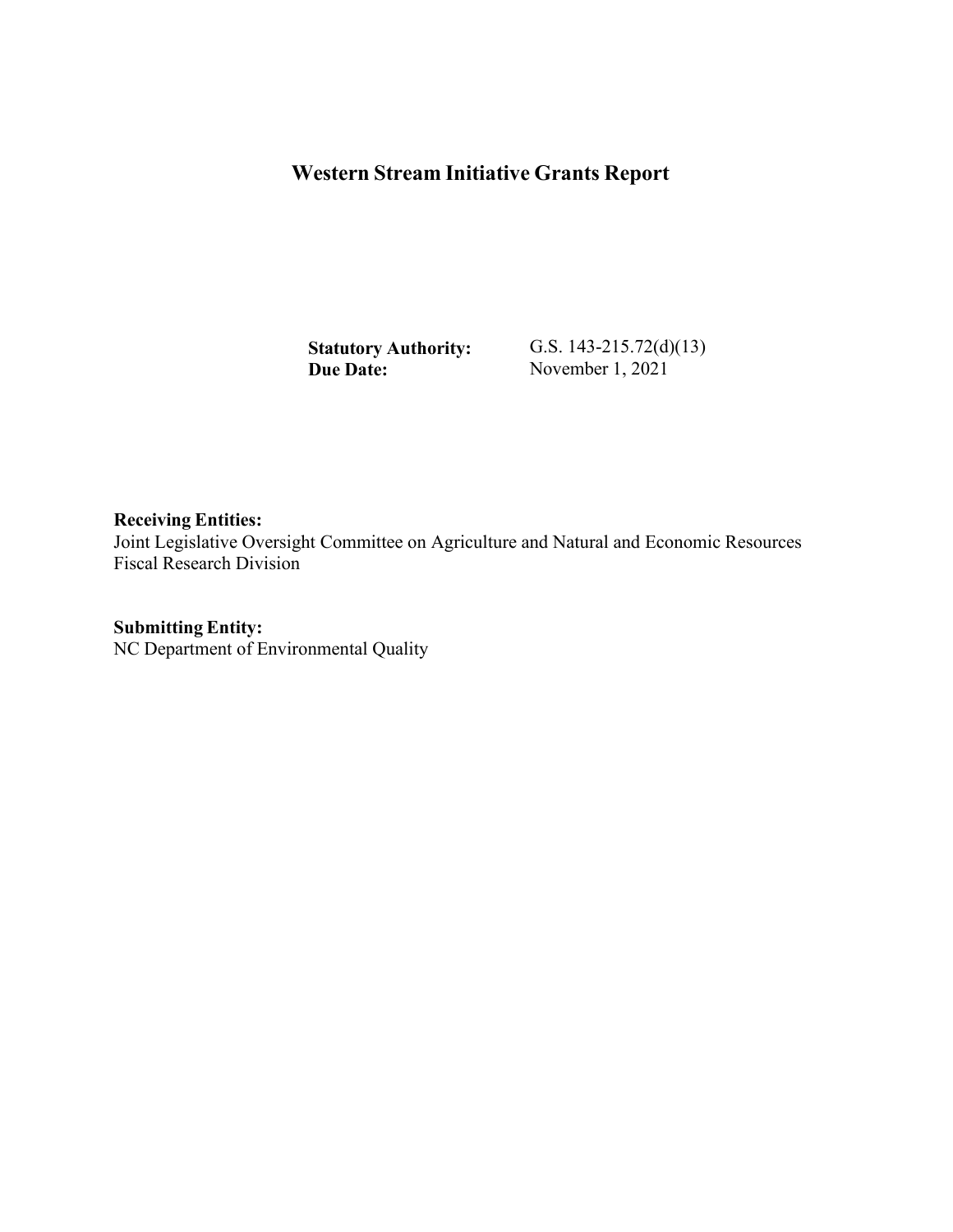# Western Stream Initiative Grants Report

**Statutory Authority:** G.S. 143-215.72(d)(13)
**Due Date:** November 1, 2021

**Receiving Entities:**
Joint Legislative Oversight Committee on Agriculture and Natural and Economic Resources
Fiscal Research Division

**Submitting Entity:**
NC Department of Environmental Quality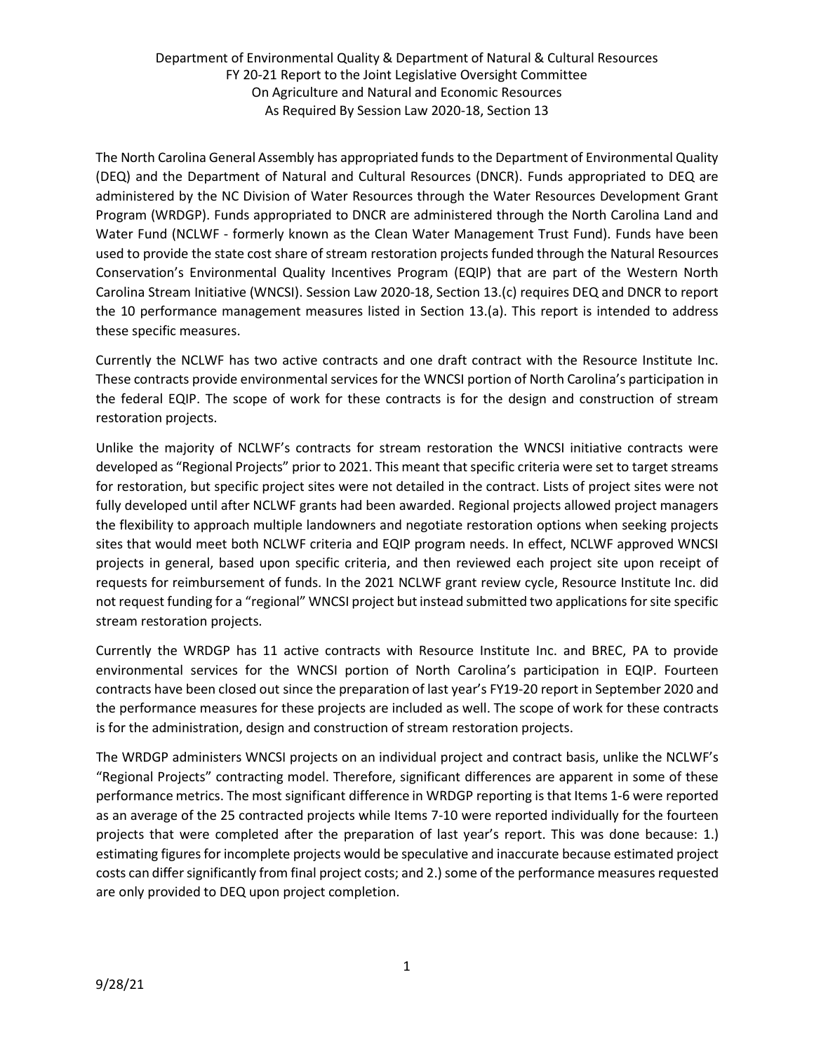Department of Environmental Quality & Department of Natural & Cultural Resources
FY 20-21 Report to the Joint Legislative Oversight Committee
On Agriculture and Natural and Economic Resources
As Required By Session Law 2020-18, Section 13

The North Carolina General Assembly has appropriated funds to the Department of Environmental Quality (DEQ) and the Department of Natural and Cultural Resources (DNCR). Funds appropriated to DEQ are administered by the NC Division of Water Resources through the Water Resources Development Grant Program (WRDGP). Funds appropriated to DNCR are administered through the North Carolina Land and Water Fund (NCLWF - formerly known as the Clean Water Management Trust Fund). Funds have been used to provide the state cost share of stream restoration projects funded through the Natural Resources Conservation's Environmental Quality Incentives Program (EQIP) that are part of the Western North Carolina Stream Initiative (WNCSI). Session Law 2020-18, Section 13.(c) requires DEQ and DNCR to report the 10 performance management measures listed in Section 13.(a). This report is intended to address these specific measures.

Currently the NCLWF has two active contracts and one draft contract with the Resource Institute Inc. These contracts provide environmental services for the WNCSI portion of North Carolina's participation in the federal EQIP. The scope of work for these contracts is for the design and construction of stream restoration projects.

Unlike the majority of NCLWF's contracts for stream restoration the WNCSI initiative contracts were developed as "Regional Projects" prior to 2021. This meant that specific criteria were set to target streams for restoration, but specific project sites were not detailed in the contract. Lists of project sites were not fully developed until after NCLWF grants had been awarded. Regional projects allowed project managers the flexibility to approach multiple landowners and negotiate restoration options when seeking projects sites that would meet both NCLWF criteria and EQIP program needs. In effect, NCLWF approved WNCSI projects in general, based upon specific criteria, and then reviewed each project site upon receipt of requests for reimbursement of funds. In the 2021 NCLWF grant review cycle, Resource Institute Inc. did not request funding for a "regional" WNCSI project but instead submitted two applications for site specific stream restoration projects.

Currently the WRDGP has 11 active contracts with Resource Institute Inc. and BREC, PA to provide environmental services for the WNCSI portion of North Carolina's participation in EQIP. Fourteen contracts have been closed out since the preparation of last year's FY19-20 report in September 2020 and the performance measures for these projects are included as well. The scope of work for these contracts is for the administration, design and construction of stream restoration projects.

The WRDGP administers WNCSI projects on an individual project and contract basis, unlike the NCLWF's "Regional Projects" contracting model. Therefore, significant differences are apparent in some of these performance metrics. The most significant difference in WRDGP reporting is that Items 1-6 were reported as an average of the 25 contracted projects while Items 7-10 were reported individually for the fourteen projects that were completed after the preparation of last year's report. This was done because: 1.) estimating figures for incomplete projects would be speculative and inaccurate because estimated project costs can differ significantly from final project costs; and 2.) some of the performance measures requested are only provided to DEQ upon project completion.

9/28/21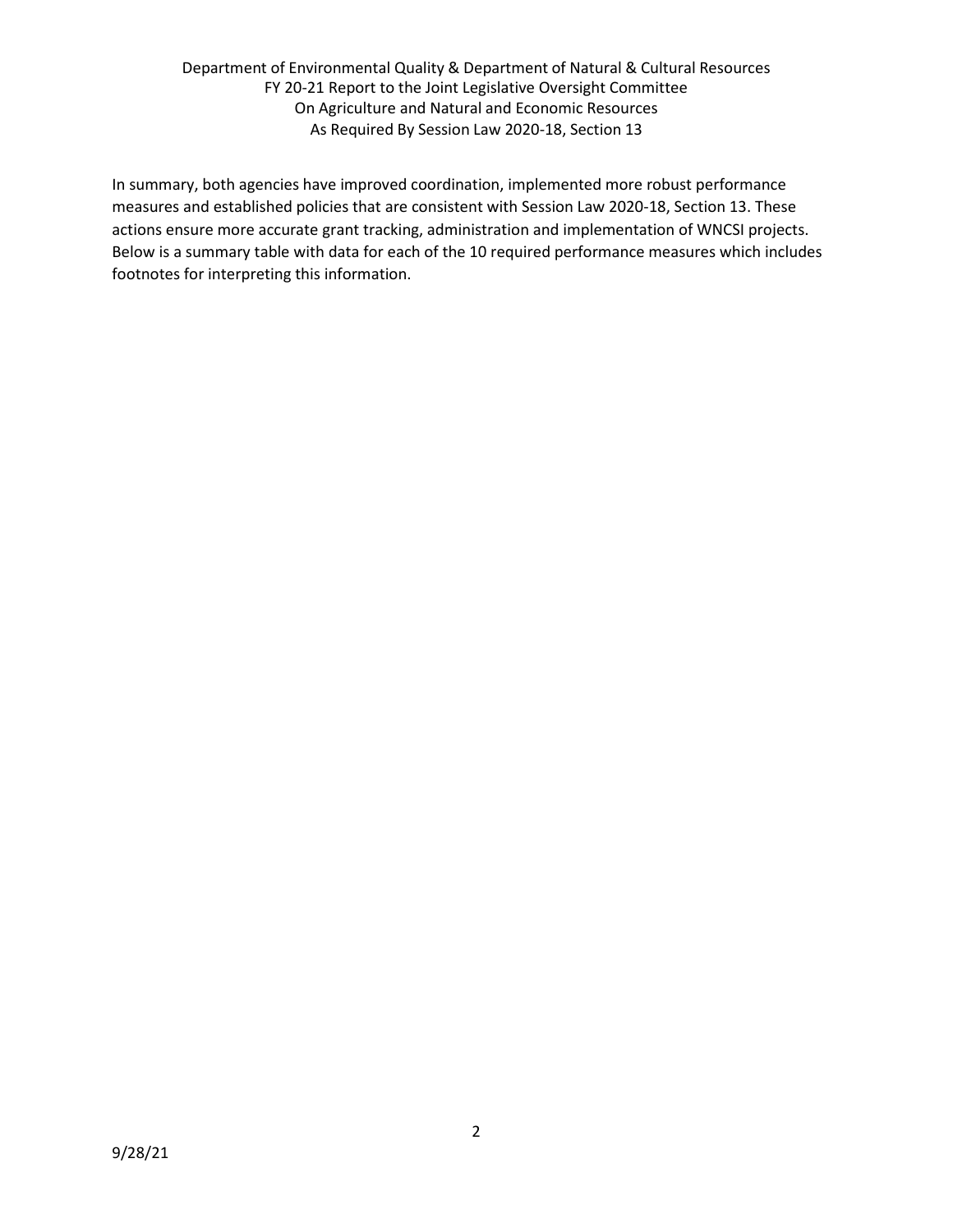In summary, both agencies have improved coordination, implemented more robust performance measures and established policies that are consistent with Session Law 2020-18, Section 13. These actions ensure more accurate grant tracking, administration and implementation of WNCSI projects. Below is a summary table with data for each of the 10 required performance measures which includes footnotes for interpreting this information.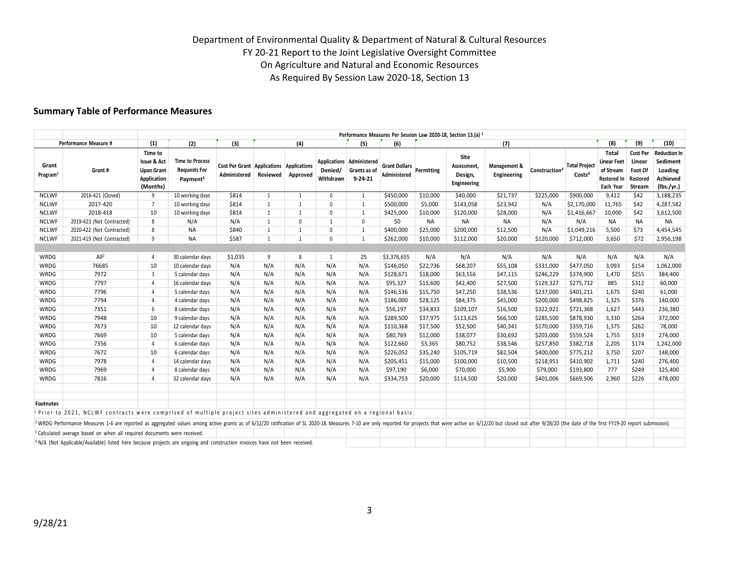Department of Environmental Quality & Department of Natural & Cultural Resources
FY 20-21 Report to the Joint Legislative Oversight Committee
On Agriculture and Natural and Economic Resources
As Required By Session Law 2020-18, Section 13

## Summary Table of Performance Measures

| | | Performance Measures Per Session Law 2020-18, Section 13.(a) [1] | | | | | | | | | | | | | | | | |
|---|---|---|---|---|---|---|---|---|---|---|---|---|---|---|---|---|---|---|
| Performance Measure # | | (1) | (2) | (3) | (4) | | | (5) | (6) | (7) | | | | | (8) | (9) | (10) |
| Grant Program[1] | Grant # | Time to Issue & Act Upon Grant Application (Months) | Time to Process Requests For Payment[3] | Cost Per Grant Administered | Applications Reviewed | Applications Approved | Applications Denied/ Withdrawn | Administered Grants as of 9-24-21 | Grant Dollars Administered | Permitting | Site Assessment, Design, Engineering | Management & Engineering | Construction[4] | Total Project Costs[4] | Total Linear Feet of Stream Restored In Each Year | Cost Per Linear Foot Of Restored Stream | Reduction In Sediment Loading Achieved (lbs./yr.) |
| NCLWF | 2016-421 (Closed) | 9 | 10 working days | $814 | 1 | 1 | 0 | 1 | $450,000 | $10,000 | $40,000 | $21,737 | $225,000 | $900,000 | 9,412 | $42 | 3,188,235 |
| NCLWF | 2017-420 | 7 | 10 working days | $814 | 1 | 1 | 0 | 1 | $500,000 | $5,000 | $143,058 | $23,942 | N/A | $2,170,000 | 11,765 | $42 | 4,287,582 |
| NCLWF | 2018-418 | 10 | 10 working days | $814 | 1 | 1 | 0 | 1 | $425,000 | $10,000 | $120,000 | $28,000 | N/A | $1,416,667 | 10,000 | $42 | 3,612,500 |
| NCLWF | 2019-423 (Not Contracted) | 8 | N/A | N/A | 1 | 0 | 1 | 0 | $0 | NA | NA | NA | N/A | N/A | NA | NA | NA |
| NCLWF | 2020-422 (Not Contracted) | 8 | NA | $840 | 1 | 1 | 0 | 1 | $400,000 | $25,000 | $200,000 | $12,500 | N/A | $1,049,216 | 5,500 | $73 | 4,454,545 |
| NCLWF | 2021-419 (Not Contracted) | 9 | NA | $587 | 1 | 1 | 0 | 1 | $262,000 | $10,000 | $112,000 | $20,000 | $120,000 | $712,000 | 3,650 | $72 | 2,956,198 |
| | | | | | | | | | | | | | | | | | |
| WRDG | All[2] | 4 | 30 calendar days | $1,035 | 9 | 8 | 1 | 25 | $3,376,655 | N/A | N/A | N/A | N/A | N/A | N/A | N/A | N/A |
| WRDG | 76685 | 10 | 10 calendar days | N/A | N/A | N/A | N/A | N/A | $146,050 | $22,736 | $68,207 | $55,108 | $331,000 | $477,050 | 3,093 | $154 | 1,062,000 |
| WRDG | 7972 | 3 | 5 calendar days | N/A | N/A | N/A | N/A | N/A | $128,671 | $18,000 | $63,556 | $47,115 | $246,229 | $374,900 | 1,470 | $255 | 384,400 |
| WRDG | 7797 | 4 | 16 calendar days | N/A | N/A | N/A | N/A | N/A | $95,327 | $15,600 | $42,400 | $27,500 | $129,327 | $275,712 | 885 | $312 | 60,000 |
| WRDG | 7796 | 4 | 5 calendar days | N/A | N/A | N/A | N/A | N/A | $146,536 | $15,750 | $47,250 | $38,536 | $237,000 | $401,211 | 1,675 | $240 | 61,000 |
| WRDG | 7794 | 4 | 4 calendar days | N/A | N/A | N/A | N/A | N/A | $186,000 | $28,125 | $84,375 | $45,000 | $200,000 | $498,825 | 1,325 | $376 | 140,000 |
| WRDG | 7351 | 6 | 8 calendar days | N/A | N/A | N/A | N/A | N/A | $56,197 | $34,833 | $109,107 | $16,500 | $322,921 | $721,368 | 1,627 | $443 | 236,380 |
| WRDG | 7948 | 10 | 9 calendar days | N/A | N/A | N/A | N/A | N/A | $289,500 | $37,975 | $113,625 | $66,500 | $285,500 | $878,930 | 3,330 | $264 | 372,000 |
| WRDG | 7673 | 10 | 12 calendar days | N/A | N/A | N/A | N/A | N/A | $110,368 | $17,500 | $52,500 | $40,341 | $170,000 | $359,716 | 1,375 | $262 | 78,000 |
| WRDG | 7669 | 10 | 5 calendar days | N/A | N/A | N/A | N/A | N/A | $80,769 | $12,000 | $38,077 | $30,692 | $203,000 | $559,524 | 1,755 | $319 | 274,000 |
| WRDG | 7356 | 4 | 6 calendar days | N/A | N/A | N/A | N/A | N/A | $122,660 | $3,365 | $80,752 | $38,546 | $257,850 | $382,718 | 2,205 | $174 | 1,242,000 |
| WRDG | 7672 | 10 | 6 calendar days | N/A | N/A | N/A | N/A | N/A | $226,052 | $35,240 | $105,719 | $82,504 | $400,000 | $775,212 | 3,750 | $207 | 148,000 |
| WRDG | 7978 | 4 | 14 calendar days | N/A | N/A | N/A | N/A | N/A | $205,451 | $15,000 | $100,000 | $10,500 | $218,951 | $410,902 | 1,711 | $240 | 276,400 |
| WRDG | 7969 | 4 | 8 calendar days | N/A | N/A | N/A | N/A | N/A | $97,190 | $6,000 | $70,000 | $5,900 | $79,000 | $193,800 | 777 | $249 | 125,400 |
| WRDG | 7816 | 4 | 32 calendar days | N/A | N/A | N/A | N/A | N/A | $334,753 | $20,000 | $114,500 | $20,000 | $401,006 | $669,506 | 2,960 | $226 | 478,000 |

**Footnotes**

[1] Prior to 2021, NCLWF contracts were comprised of multiple project sites administered and aggregated on a regional basis.

[2] WRDG Performance Measures 1-6 are reported as aggregated values among active grants as of 6/12/20 ratification of SL 2020-18. Measures 7-10 are only reported for projects that were active on 6/12/20 but closed out after 9/28/20 (the date of the first FY19-20 report submission).

[3] Calculated average based on when all required documents were received.

[4] N/A (Not Applicable/Available) listed here because projects are ongoing and construction invoices have not been received.

9/28/21